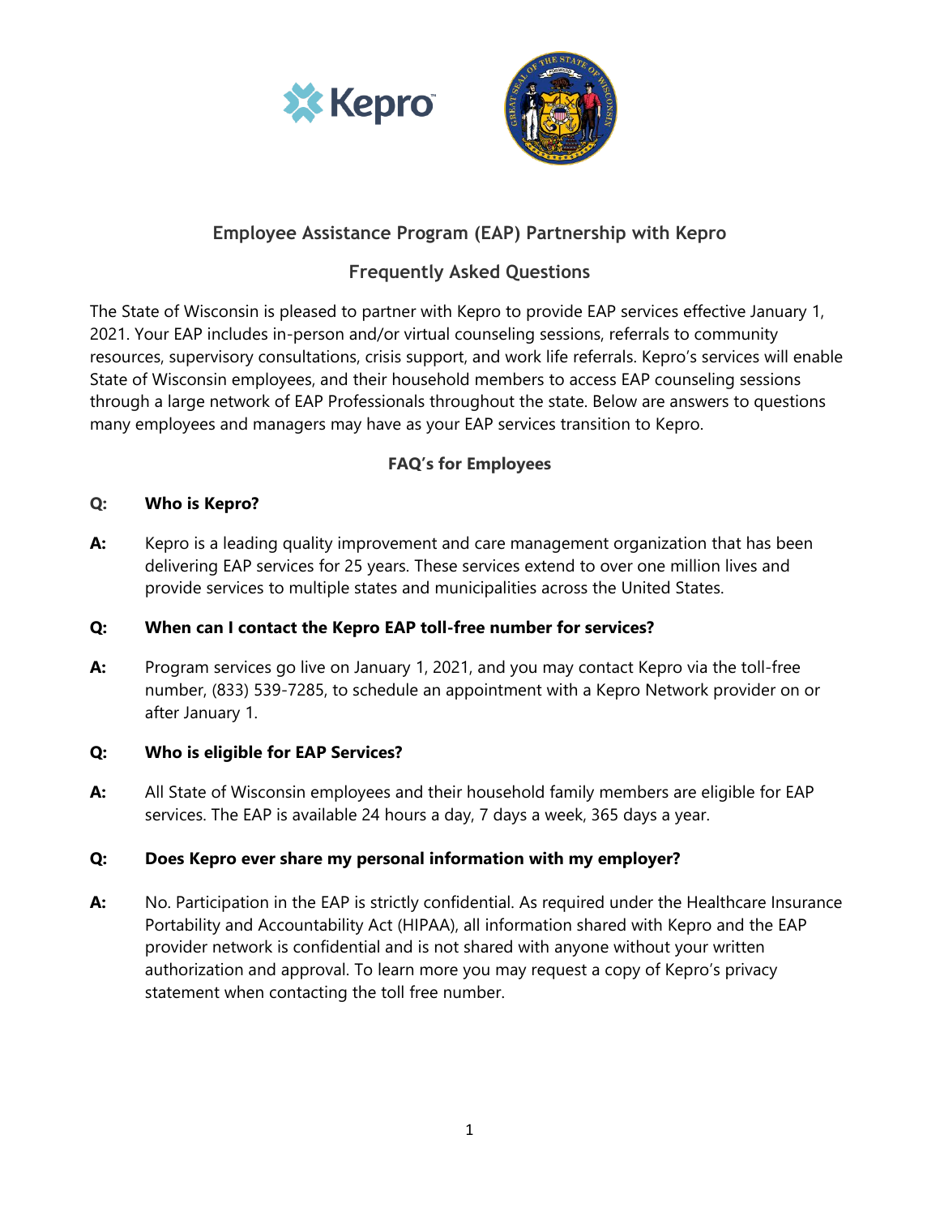# Employee Assistance Program (EAP) Partnership with Kepro

## Frequently Asked Questions

The State of Wisconsin is pleased to partner with Kepro to provide EAP services effective January 1, 2021. Your EAP includes in-person and/or virtual counseling sessions, referrals to community resources, supervisory consultations, crisis support, and work life referrals. Kepro's services will enable State of Wisconsin employees, and their household members to access EAP counseling sessions through a large network of EAP Professionals throughout the state. Below are answers to questions many employees and managers may have as your EAP services transition to Kepro.

### FAQ's for Employees

**Q: Who is Kepro?**

**A:** Kepro is a leading quality improvement and care management organization that has been delivering EAP services for 25 years. These services extend to over one million lives and provide services to multiple states and municipalities across the United States.

**Q: When can I contact the Kepro EAP toll-free number for services?**

**A:** Program services go live on January 1, 2021, and you may contact Kepro via the toll-free number, (833) 539-7285, to schedule an appointment with a Kepro Network provider on or after January 1.

**Q: Who is eligible for EAP Services?**

**A:** All State of Wisconsin employees and their household family members are eligible for EAP services. The EAP is available 24 hours a day, 7 days a week, 365 days a year.

**Q: Does Kepro ever share my personal information with my employer?**

**A:** No. Participation in the EAP is strictly confidential. As required under the Healthcare Insurance Portability and Accountability Act (HIPAA), all information shared with Kepro and the EAP provider network is confidential and is not shared with anyone without your written authorization and approval. To learn more you may request a copy of Kepro's privacy statement when contacting the toll free number.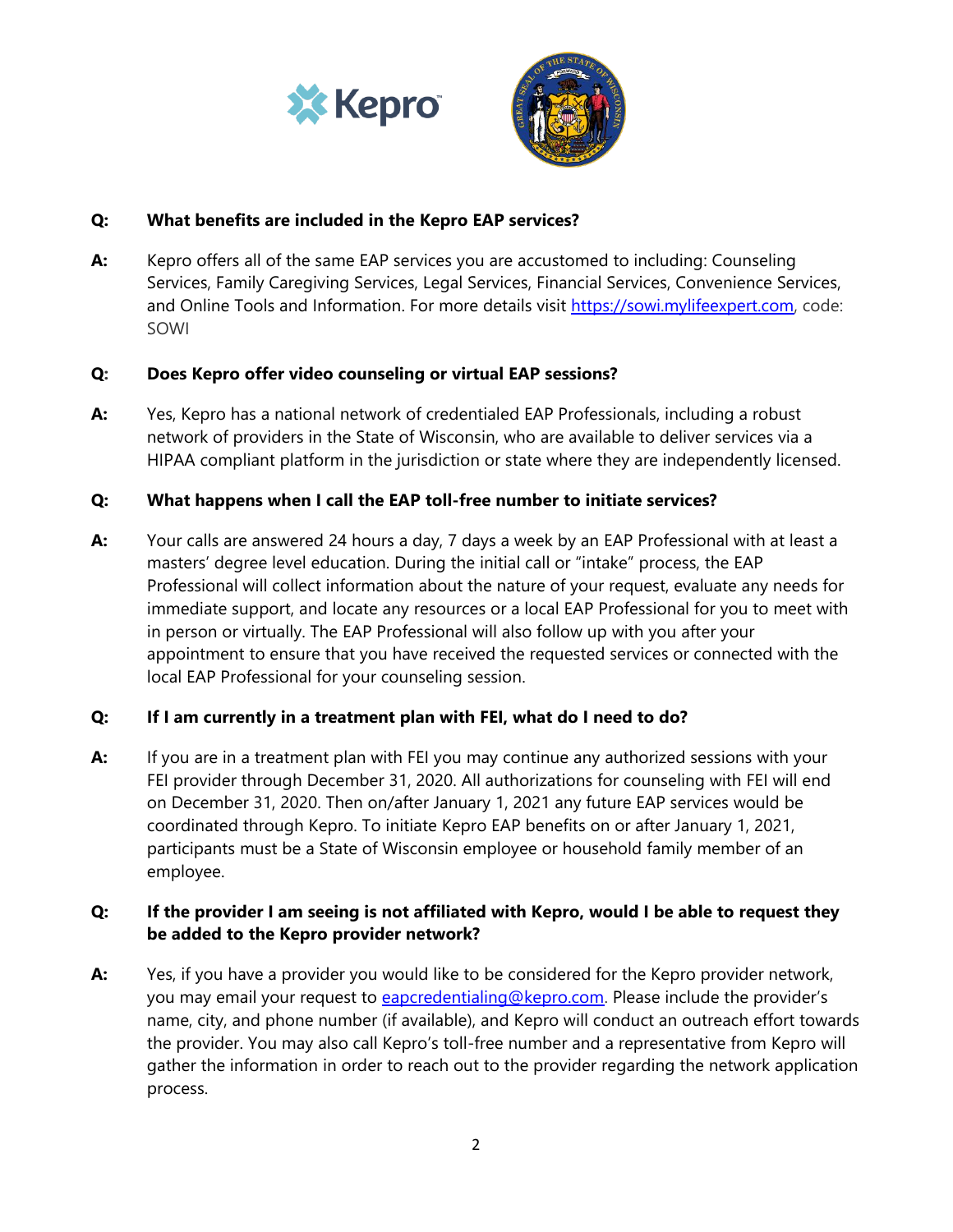**Q: What benefits are included in the Kepro EAP services?**

**A:** Kepro offers all of the same EAP services you are accustomed to including: Counseling Services, Family Caregiving Services, Legal Services, Financial Services, Convenience Services, and Online Tools and Information. For more details visit https://sowi.mylifeexpert.com, code: SOWI

**Q: Does Kepro offer video counseling or virtual EAP sessions?**

**A:** Yes, Kepro has a national network of credentialed EAP Professionals, including a robust network of providers in the State of Wisconsin, who are available to deliver services via a HIPAA compliant platform in the jurisdiction or state where they are independently licensed.

**Q: What happens when I call the EAP toll-free number to initiate services?**

**A:** Your calls are answered 24 hours a day, 7 days a week by an EAP Professional with at least a masters' degree level education. During the initial call or "intake" process, the EAP Professional will collect information about the nature of your request, evaluate any needs for immediate support, and locate any resources or a local EAP Professional for you to meet with in person or virtually. The EAP Professional will also follow up with you after your appointment to ensure that you have received the requested services or connected with the local EAP Professional for your counseling session.

**Q: If I am currently in a treatment plan with FEI, what do I need to do?**

**A:** If you are in a treatment plan with FEI you may continue any authorized sessions with your FEI provider through December 31, 2020. All authorizations for counseling with FEI will end on December 31, 2020. Then on/after January 1, 2021 any future EAP services would be coordinated through Kepro. To initiate Kepro EAP benefits on or after January 1, 2021, participants must be a State of Wisconsin employee or household family member of an employee.

**Q: If the provider I am seeing is not affiliated with Kepro, would I be able to request they be added to the Kepro provider network?**

**A:** Yes, if you have a provider you would like to be considered for the Kepro provider network, you may email your request to eapcredentialing@kepro.com. Please include the provider's name, city, and phone number (if available), and Kepro will conduct an outreach effort towards the provider. You may also call Kepro's toll-free number and a representative from Kepro will gather the information in order to reach out to the provider regarding the network application process.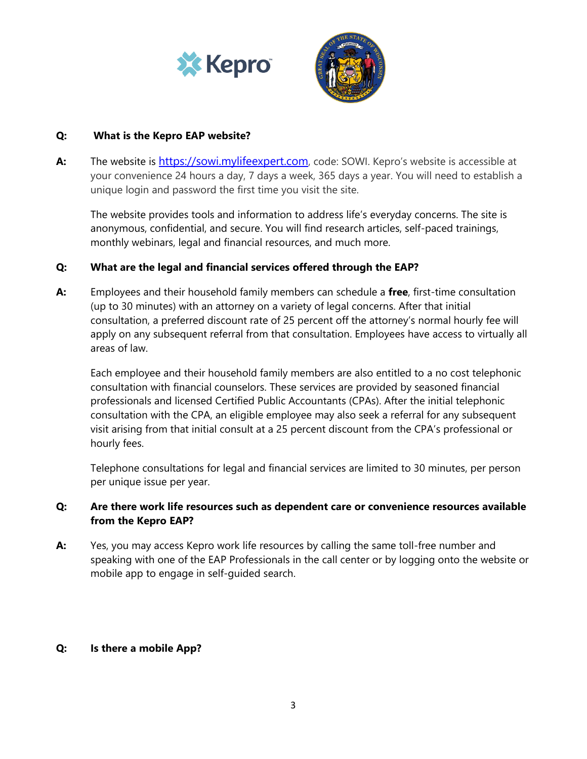**Q: What is the Kepro EAP website?**

**A:** The website is [https://sowi.mylifeexpert.com](https://sowi.mylifeexpert.com), code: SOWI. Kepro's website is accessible at your convenience 24 hours a day, 7 days a week, 365 days a year. You will need to establish a unique login and password the first time you visit the site.

The website provides tools and information to address life's everyday concerns. The site is anonymous, confidential, and secure. You will find research articles, self-paced trainings, monthly webinars, legal and financial resources, and much more.

**Q: What are the legal and financial services offered through the EAP?**

**A:** Employees and their household family members can schedule a **free**, first-time consultation (up to 30 minutes) with an attorney on a variety of legal concerns. After that initial consultation, a preferred discount rate of 25 percent off the attorney's normal hourly fee will apply on any subsequent referral from that consultation. Employees have access to virtually all areas of law.

Each employee and their household family members are also entitled to a no cost telephonic consultation with financial counselors. These services are provided by seasoned financial professionals and licensed Certified Public Accountants (CPAs). After the initial telephonic consultation with the CPA, an eligible employee may also seek a referral for any subsequent visit arising from that initial consult at a 25 percent discount from the CPA's professional or hourly fees.

Telephone consultations for legal and financial services are limited to 30 minutes, per person per unique issue per year.

**Q: Are there work life resources such as dependent care or convenience resources available from the Kepro EAP?**

**A:** Yes, you may access Kepro work life resources by calling the same toll-free number and speaking with one of the EAP Professionals in the call center or by logging onto the website or mobile app to engage in self-guided search.

**Q: Is there a mobile App?**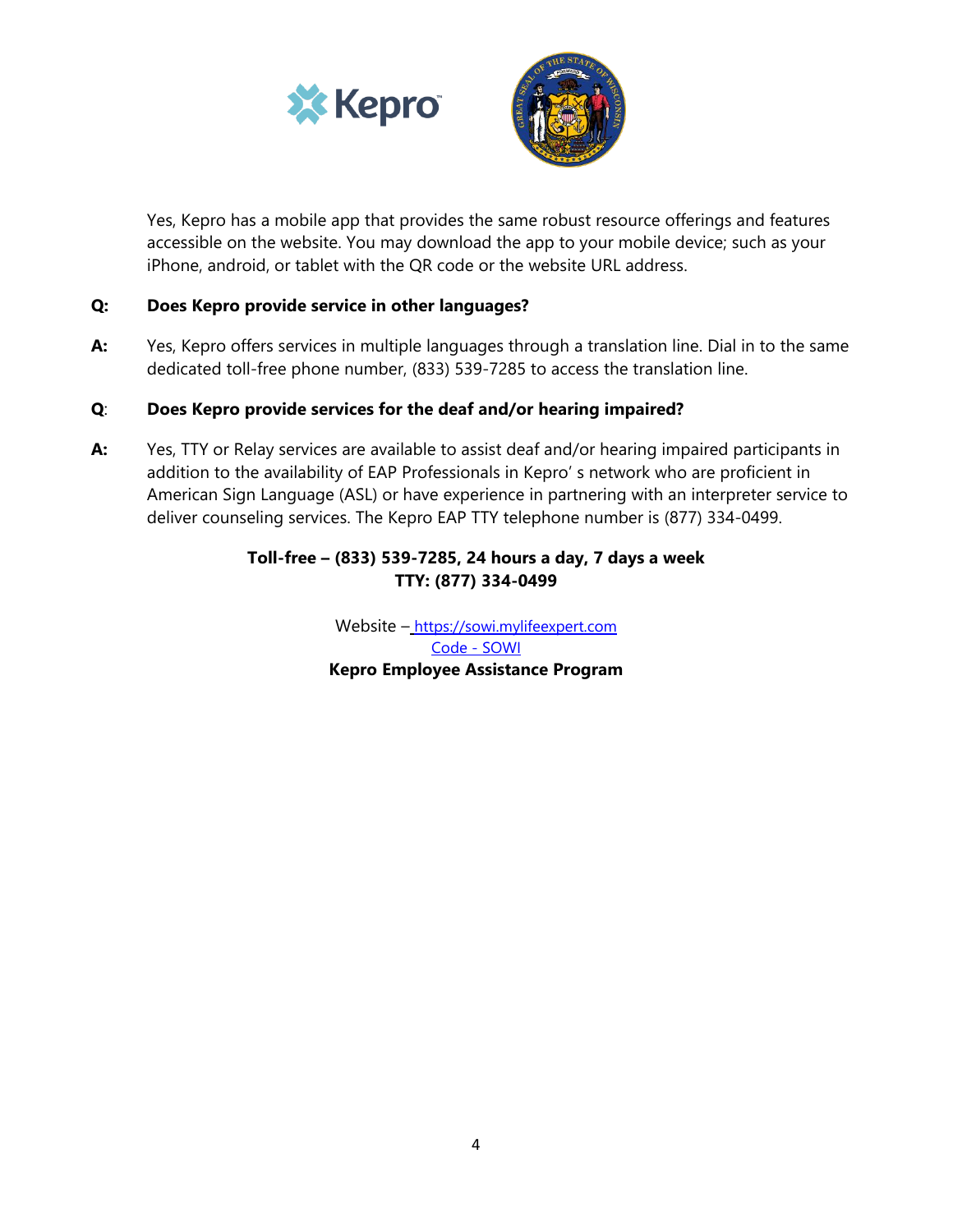Yes, Kepro has a mobile app that provides the same robust resource offerings and features accessible on the website. You may download the app to your mobile device; such as your iPhone, android, or tablet with the QR code or the website URL address.

**Q: Does Kepro provide service in other languages?**

**A:** Yes, Kepro offers services in multiple languages through a translation line. Dial in to the same dedicated toll-free phone number, (833) 539-7285 to access the translation line.

**Q: Does Kepro provide services for the deaf and/or hearing impaired?**

**A:** Yes, TTY or Relay services are available to assist deaf and/or hearing impaired participants in addition to the availability of EAP Professionals in Kepro' s network who are proficient in American Sign Language (ASL) or have experience in partnering with an interpreter service to deliver counseling services. The Kepro EAP TTY telephone number is (877) 334-0499.

**Toll-free – (833) 539-7285, 24 hours a day, 7 days a week**
**TTY: (877) 334-0499**

Website – https://sowi.mylifeexpert.com
Code - SOWI
**Kepro Employee Assistance Program**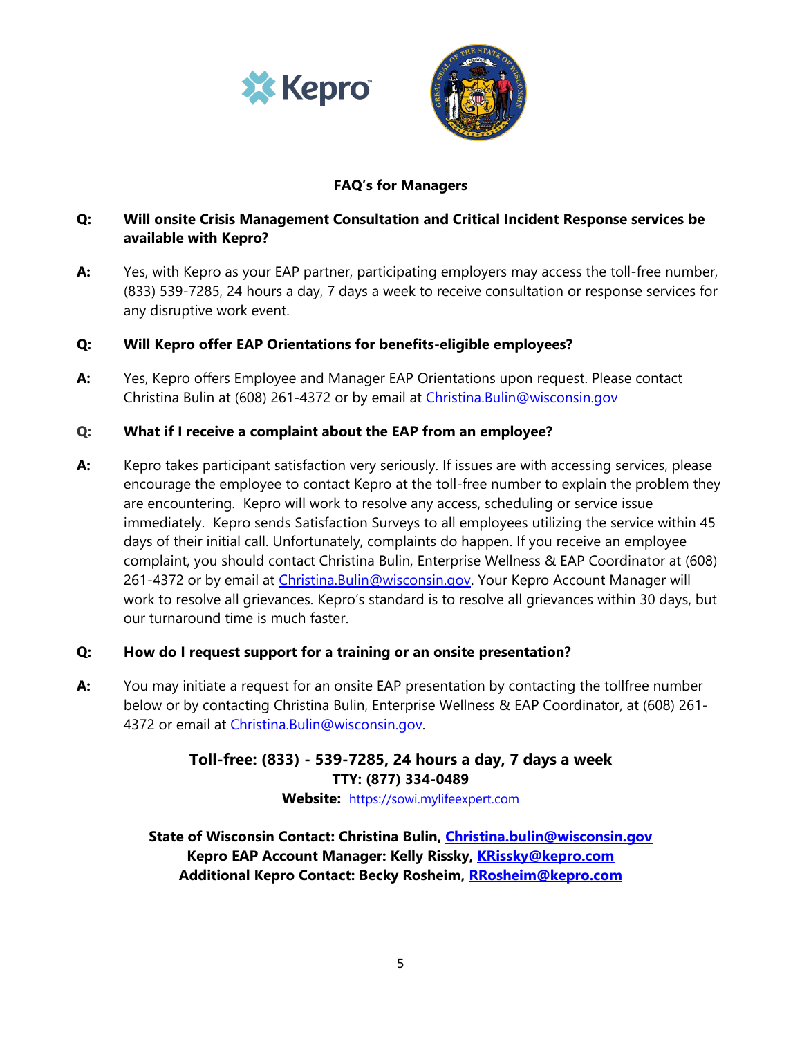## FAQ's for Managers

**Q: Will onsite Crisis Management Consultation and Critical Incident Response services be available with Kepro?**

**A:** Yes, with Kepro as your EAP partner, participating employers may access the toll-free number, (833) 539-7285, 24 hours a day, 7 days a week to receive consultation or response services for any disruptive work event.

**Q: Will Kepro offer EAP Orientations for benefits-eligible employees?**

**A:** Yes, Kepro offers Employee and Manager EAP Orientations upon request. Please contact Christina Bulin at (608) 261-4372 or by email at Christina.Bulin@wisconsin.gov

**Q: What if I receive a complaint about the EAP from an employee?**

**A:** Kepro takes participant satisfaction very seriously. If issues are with accessing services, please encourage the employee to contact Kepro at the toll-free number to explain the problem they are encountering. Kepro will work to resolve any access, scheduling or service issue immediately. Kepro sends Satisfaction Surveys to all employees utilizing the service within 45 days of their initial call. Unfortunately, complaints do happen. If you receive an employee complaint, you should contact Christina Bulin, Enterprise Wellness & EAP Coordinator at (608) 261-4372 or by email at Christina.Bulin@wisconsin.gov. Your Kepro Account Manager will work to resolve all grievances. Kepro's standard is to resolve all grievances within 30 days, but our turnaround time is much faster.

**Q: How do I request support for a training or an onsite presentation?**

**A:** You may initiate a request for an onsite EAP presentation by contacting the tollfree number below or by contacting Christina Bulin, Enterprise Wellness & EAP Coordinator, at (608) 261-4372 or email at Christina.Bulin@wisconsin.gov.

**Toll-free: (833) - 539-7285, 24 hours a day, 7 days a week**
**TTY: (877) 334-0489**
**Website:** https://sowi.mylifeexpert.com

**State of Wisconsin Contact: Christina Bulin, Christina.bulin@wisconsin.gov**
**Kepro EAP Account Manager: Kelly Rissky, KRissky@kepro.com**
**Additional Kepro Contact: Becky Rosheim, RRosheim@kepro.com**